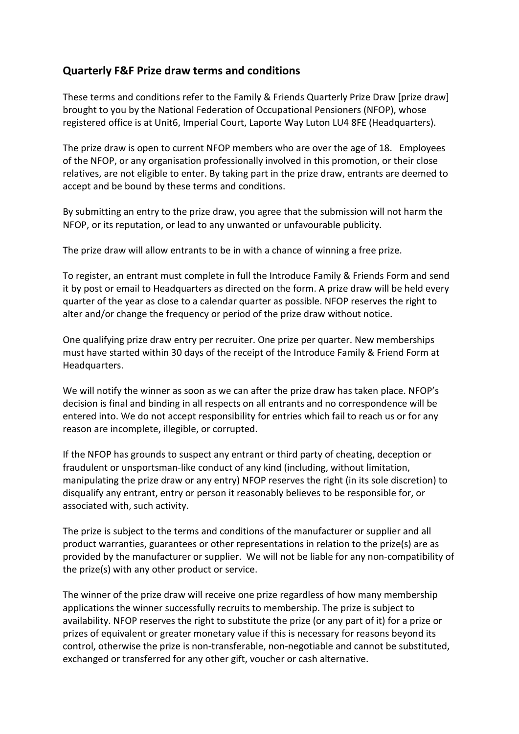## Quarterly F&F Prize draw terms and conditions

These terms and conditions refer to the Family & Friends Quarterly Prize Draw [prize draw] brought to you by the National Federation of Occupational Pensioners (NFOP), whose registered office is at Unit6, Imperial Court, Laporte Way Luton LU4 8FE (Headquarters).

The prize draw is open to current NFOP members who are over the age of 18. Employees of the NFOP, or any organisation professionally involved in this promotion, or their close relatives, are not eligible to enter. By taking part in the prize draw, entrants are deemed to accept and be bound by these terms and conditions.

By submitting an entry to the prize draw, you agree that the submission will not harm the NFOP, or its reputation, or lead to any unwanted or unfavourable publicity.

The prize draw will allow entrants to be in with a chance of winning a free prize.

To register, an entrant must complete in full the Introduce Family & Friends Form and send it by post or email to Headquarters as directed on the form. A prize draw will be held every quarter of the year as close to a calendar quarter as possible. NFOP reserves the right to alter and/or change the frequency or period of the prize draw without notice.

One qualifying prize draw entry per recruiter. One prize per quarter. New memberships must have started within 30 days of the receipt of the Introduce Family & Friend Form at Headquarters.

We will notify the winner as soon as we can after the prize draw has taken place. NFOP's decision is final and binding in all respects on all entrants and no correspondence will be entered into. We do not accept responsibility for entries which fail to reach us or for any reason are incomplete, illegible, or corrupted.

If the NFOP has grounds to suspect any entrant or third party of cheating, deception or fraudulent or unsportsman-like conduct of any kind (including, without limitation, manipulating the prize draw or any entry) NFOP reserves the right (in its sole discretion) to disqualify any entrant, entry or person it reasonably believes to be responsible for, or associated with, such activity.

The prize is subject to the terms and conditions of the manufacturer or supplier and all product warranties, guarantees or other representations in relation to the prize(s) are as provided by the manufacturer or supplier. We will not be liable for any non-compatibility of the prize(s) with any other product or service.

The winner of the prize draw will receive one prize regardless of how many membership applications the winner successfully recruits to membership. The prize is subject to availability. NFOP reserves the right to substitute the prize (or any part of it) for a prize or prizes of equivalent or greater monetary value if this is necessary for reasons beyond its control, otherwise the prize is non-transferable, non-negotiable and cannot be substituted, exchanged or transferred for any other gift, voucher or cash alternative.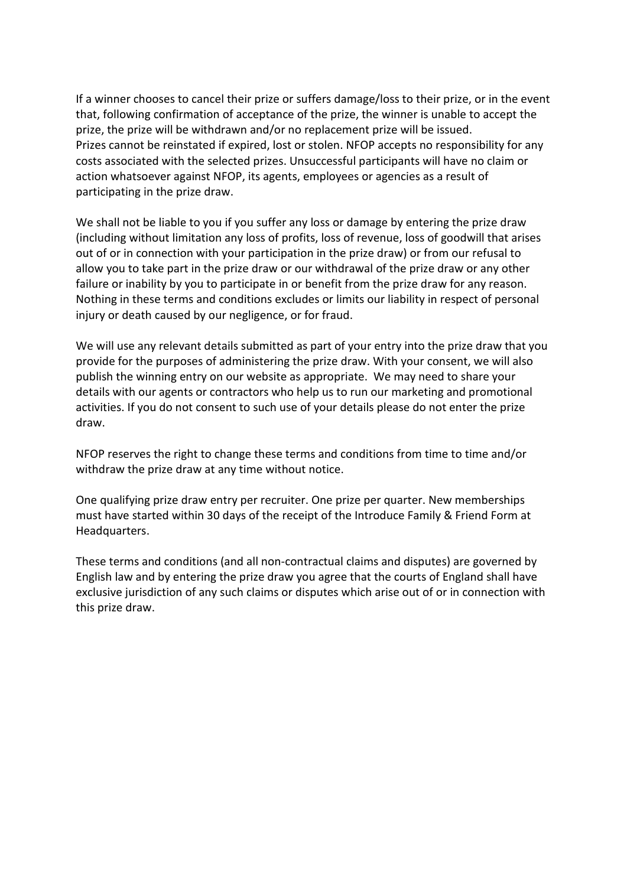If a winner chooses to cancel their prize or suffers damage/loss to their prize, or in the event that, following confirmation of acceptance of the prize, the winner is unable to accept the prize, the prize will be withdrawn and/or no replacement prize will be issued.
Prizes cannot be reinstated if expired, lost or stolen. NFOP accepts no responsibility for any costs associated with the selected prizes. Unsuccessful participants will have no claim or action whatsoever against NFOP, its agents, employees or agencies as a result of participating in the prize draw.

We shall not be liable to you if you suffer any loss or damage by entering the prize draw (including without limitation any loss of profits, loss of revenue, loss of goodwill that arises out of or in connection with your participation in the prize draw) or from our refusal to allow you to take part in the prize draw or our withdrawal of the prize draw or any other failure or inability by you to participate in or benefit from the prize draw for any reason. Nothing in these terms and conditions excludes or limits our liability in respect of personal injury or death caused by our negligence, or for fraud.

We will use any relevant details submitted as part of your entry into the prize draw that you provide for the purposes of administering the prize draw. With your consent, we will also publish the winning entry on our website as appropriate. We may need to share your details with our agents or contractors who help us to run our marketing and promotional activities. If you do not consent to such use of your details please do not enter the prize draw.

NFOP reserves the right to change these terms and conditions from time to time and/or withdraw the prize draw at any time without notice.

One qualifying prize draw entry per recruiter. One prize per quarter. New memberships must have started within 30 days of the receipt of the Introduce Family & Friend Form at Headquarters.

These terms and conditions (and all non-contractual claims and disputes) are governed by English law and by entering the prize draw you agree that the courts of England shall have exclusive jurisdiction of any such claims or disputes which arise out of or in connection with this prize draw.